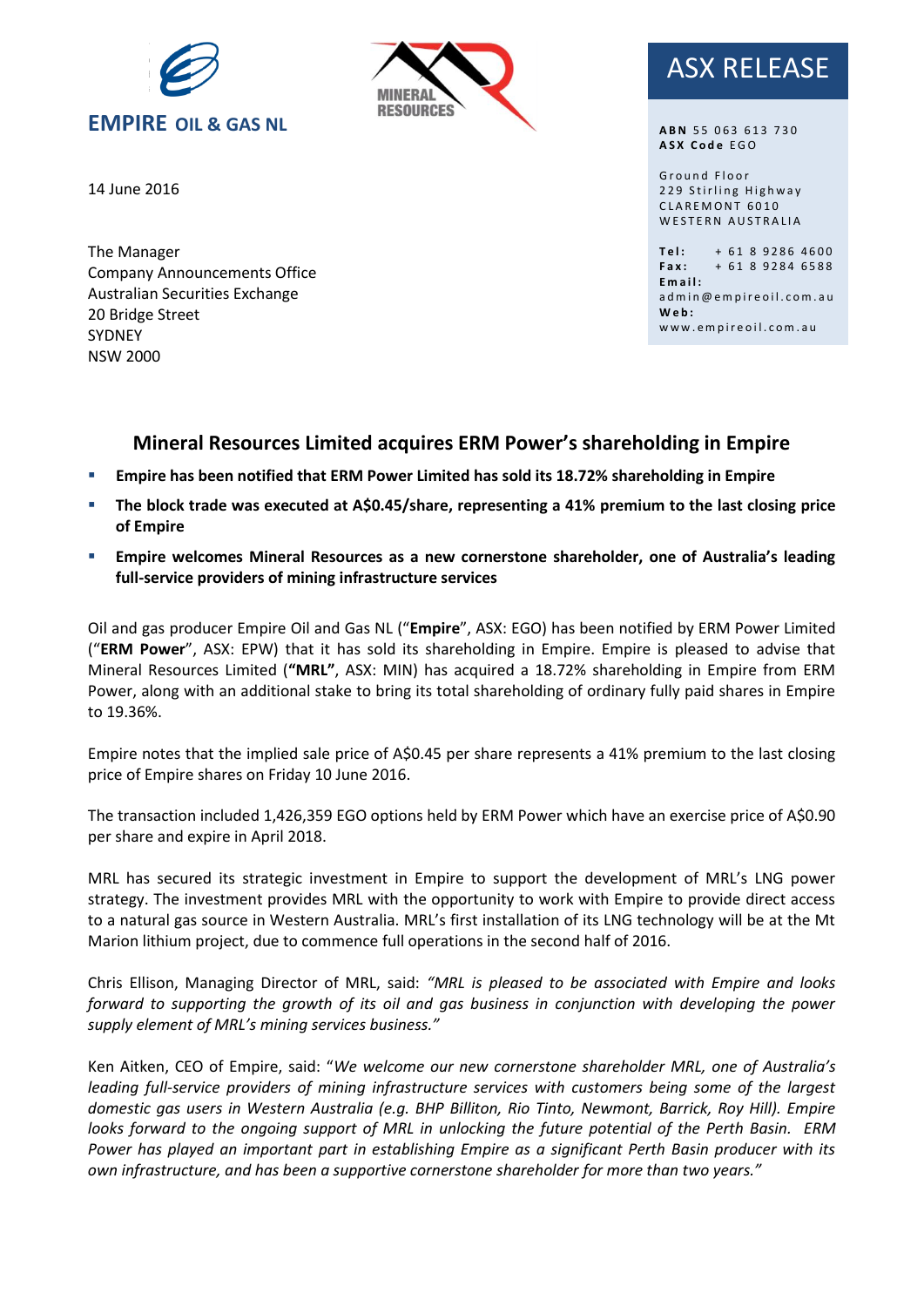**EMPIRE OIL & GAS NL**

MINERAL RESOURCES

# ASX RELEASE

**ABN** 55 063 613 730
**ASX Code** EGO

Ground Floor
229 Stirling Highway
CLAREMONT 6010
WESTERN AUSTRALIA

**Tel:** + 61 8 9286 4600
**Fax:** + 61 8 9284 6588
**Email:** admin@empireoil.com.au
**Web:** www.empireoil.com.au

14 June 2016

The Manager
Company Announcements Office
Australian Securities Exchange
20 Bridge Street
SYDNEY
NSW 2000

## Mineral Resources Limited acquires ERM Power's shareholding in Empire

- **Empire has been notified that ERM Power Limited has sold its 18.72% shareholding in Empire**
- **The block trade was executed at A$0.45/share, representing a 41% premium to the last closing price of Empire**
- **Empire welcomes Mineral Resources as a new cornerstone shareholder, one of Australia's leading full-service providers of mining infrastructure services**

Oil and gas producer Empire Oil and Gas NL ("**Empire**", ASX: EGO) has been notified by ERM Power Limited ("**ERM Power**", ASX: EPW) that it has sold its shareholding in Empire. Empire is pleased to advise that Mineral Resources Limited (**"MRL"**, ASX: MIN) has acquired a 18.72% shareholding in Empire from ERM Power, along with an additional stake to bring its total shareholding of ordinary fully paid shares in Empire to 19.36%.

Empire notes that the implied sale price of A$0.45 per share represents a 41% premium to the last closing price of Empire shares on Friday 10 June 2016.

The transaction included 1,426,359 EGO options held by ERM Power which have an exercise price of A$0.90 per share and expire in April 2018.

MRL has secured its strategic investment in Empire to support the development of MRL's LNG power strategy. The investment provides MRL with the opportunity to work with Empire to provide direct access to a natural gas source in Western Australia. MRL's first installation of its LNG technology will be at the Mt Marion lithium project, due to commence full operations in the second half of 2016.

Chris Ellison, Managing Director of MRL, said: *"MRL is pleased to be associated with Empire and looks forward to supporting the growth of its oil and gas business in conjunction with developing the power supply element of MRL's mining services business."*

Ken Aitken, CEO of Empire, said: "*We welcome our new cornerstone shareholder MRL, one of Australia's leading full-service providers of mining infrastructure services with customers being some of the largest domestic gas users in Western Australia (e.g. BHP Billiton, Rio Tinto, Newmont, Barrick, Roy Hill). Empire looks forward to the ongoing support of MRL in unlocking the future potential of the Perth Basin. ERM Power has played an important part in establishing Empire as a significant Perth Basin producer with its own infrastructure, and has been a supportive cornerstone shareholder for more than two years."*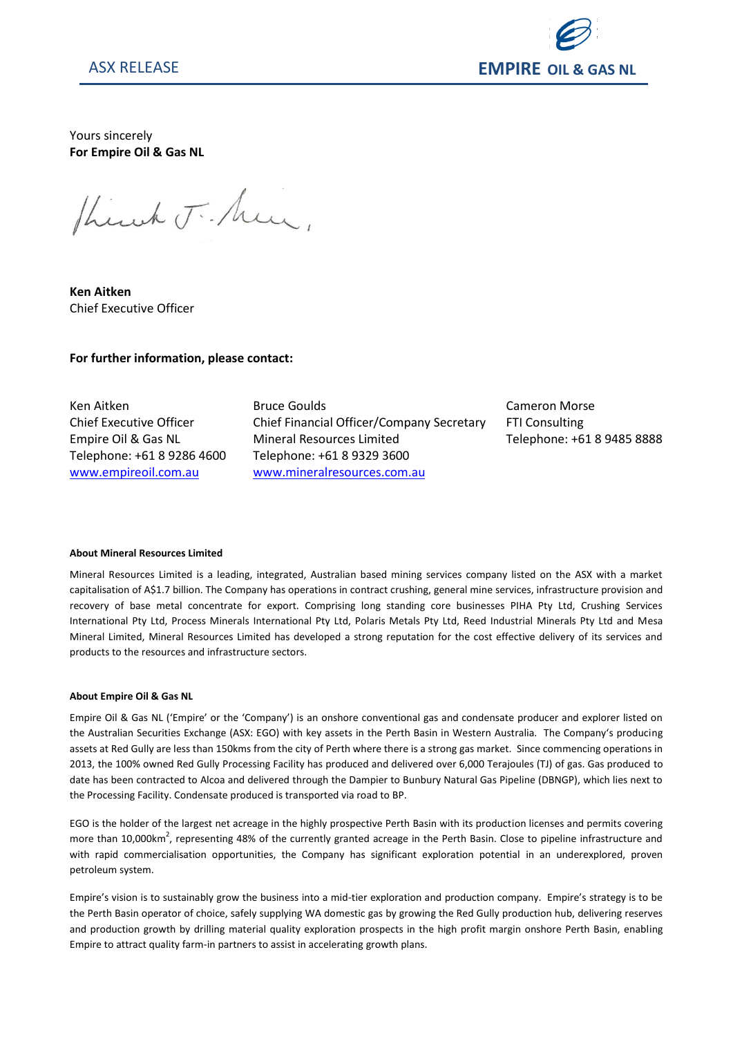Yours sincerely
**For Empire Oil & Gas NL**

**Ken Aitken**
Chief Executive Officer

**For further information, please contact:**

Ken Aitken
Chief Executive Officer
Empire Oil & Gas NL
Telephone: +61 8 9286 4600
www.empireoil.com.au

Bruce Goulds
Chief Financial Officer/Company Secretary
Mineral Resources Limited
Telephone: +61 8 9329 3600
www.mineralresources.com.au

Cameron Morse
FTI Consulting
Telephone: +61 8 9485 8888

**About Mineral Resources Limited**

Mineral Resources Limited is a leading, integrated, Australian based mining services company listed on the ASX with a market capitalisation of A$1.7 billion. The Company has operations in contract crushing, general mine services, infrastructure provision and recovery of base metal concentrate for export. Comprising long standing core businesses PIHA Pty Ltd, Crushing Services International Pty Ltd, Process Minerals International Pty Ltd, Polaris Metals Pty Ltd, Reed Industrial Minerals Pty Ltd and Mesa Mineral Limited, Mineral Resources Limited has developed a strong reputation for the cost effective delivery of its services and products to the resources and infrastructure sectors.

**About Empire Oil & Gas NL**

Empire Oil & Gas NL ('Empire' or the 'Company') is an onshore conventional gas and condensate producer and explorer listed on the Australian Securities Exchange (ASX: EGO) with key assets in the Perth Basin in Western Australia. The Company's producing assets at Red Gully are less than 150kms from the city of Perth where there is a strong gas market. Since commencing operations in 2013, the 100% owned Red Gully Processing Facility has produced and delivered over 6,000 Terajoules (TJ) of gas. Gas produced to date has been contracted to Alcoa and delivered through the Dampier to Bunbury Natural Gas Pipeline (DBNGP), which lies next to the Processing Facility. Condensate produced is transported via road to BP.

EGO is the holder of the largest net acreage in the highly prospective Perth Basin with its production licenses and permits covering more than 10,000km$^2$, representing 48% of the currently granted acreage in the Perth Basin. Close to pipeline infrastructure and with rapid commercialisation opportunities, the Company has significant exploration potential in an underexplored, proven petroleum system.

Empire's vision is to sustainably grow the business into a mid-tier exploration and production company. Empire's strategy is to be the Perth Basin operator of choice, safely supplying WA domestic gas by growing the Red Gully production hub, delivering reserves and production growth by drilling material quality exploration prospects in the high profit margin onshore Perth Basin, enabling Empire to attract quality farm-in partners to assist in accelerating growth plans.